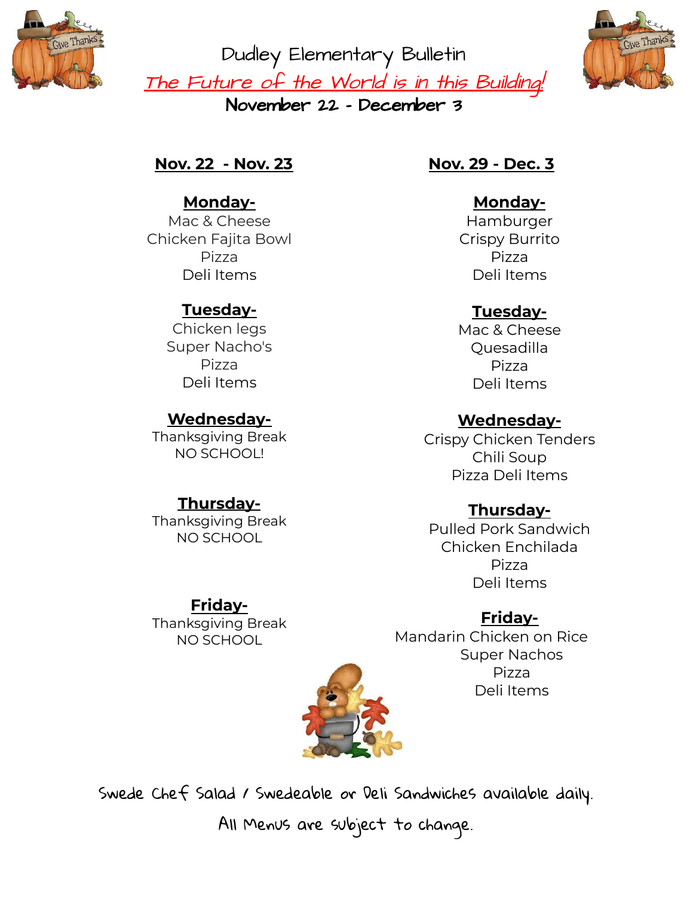# Dudley Elementary Bulletin

## The Future of the World is in this Building!

### November 22 - December 3

## Nov. 22 - Nov. 23

**Monday-**
Mac & Cheese
Chicken Fajita Bowl
Pizza
Deli Items

**Tuesday-**
Chicken legs
Super Nacho's
Pizza
Deli Items

**Wednesday-**
Thanksgiving Break
NO SCHOOL!

**Thursday-**
Thanksgiving Break
NO SCHOOL

**Friday-**
Thanksgiving Break
NO SCHOOL

## Nov. 29 - Dec. 3

**Monday-**
Hamburger
Crispy Burrito
Pizza
Deli Items

**Tuesday-**
Mac & Cheese
Quesadilla
Pizza
Deli Items

**Wednesday-**
Crispy Chicken Tenders
Chili Soup
Pizza Deli Items

**Thursday-**
Pulled Pork Sandwich
Chicken Enchilada
Pizza
Deli Items

**Friday-**
Mandarin Chicken on Rice
Super Nachos
Pizza
Deli Items

Swede Chef Salad / Swedeable or Deli Sandwiches available daily.

All Menus are subject to change.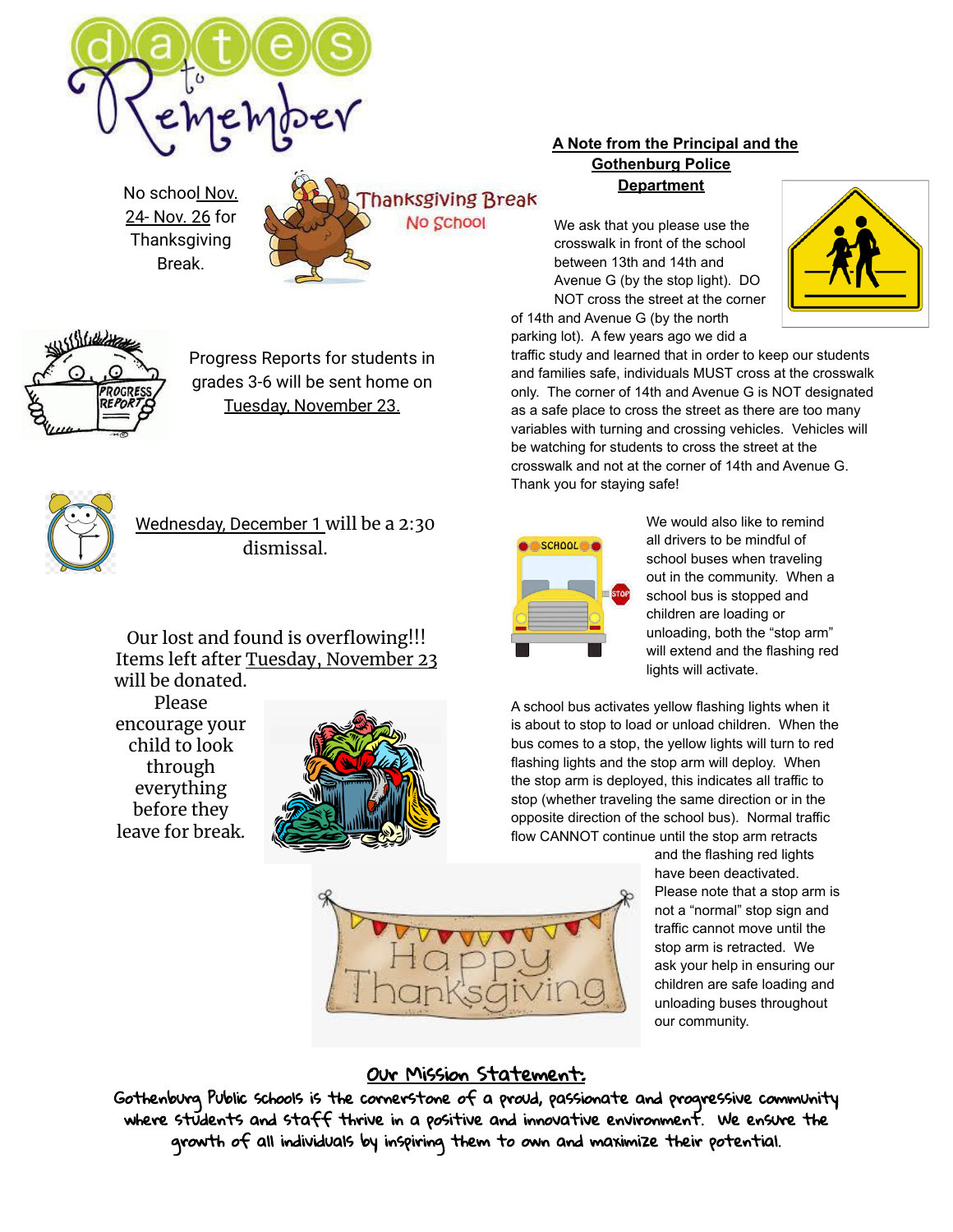# Dates to Remember

No school Nov. 24- Nov. 26 for Thanksgiving Break.

Thanksgiving Break
No School

Progress Reports for students in grades 3-6 will be sent home on Tuesday, November 23.

Wednesday, December 1 will be a 2:30 dismissal.

Our lost and found is overflowing!!! Items left after Tuesday, November 23 will be donated. Please encourage your child to look through everything before they leave for break.

Happy Thanksgiving

## A Note from the Principal and the Gothenburg Police Department

We ask that you please use the crosswalk in front of the school between 13th and 14th and Avenue G (by the stop light). DO NOT cross the street at the corner of 14th and Avenue G (by the north parking lot). A few years ago we did a traffic study and learned that in order to keep our students and families safe, individuals MUST cross at the crosswalk only. The corner of 14th and Avenue G is NOT designated as a safe place to cross the street as there are too many variables with turning and crossing vehicles. Vehicles will be watching for students to cross the street at the crosswalk and not at the corner of 14th and Avenue G. Thank you for staying safe!

We would also like to remind all drivers to be mindful of school buses when traveling out in the community. When a school bus is stopped and children are loading or unloading, both the "stop arm" will extend and the flashing red lights will activate.

A school bus activates yellow flashing lights when it is about to stop to load or unload children. When the bus comes to a stop, the yellow lights will turn to red flashing lights and the stop arm will deploy. When the stop arm is deployed, this indicates all traffic to stop (whether traveling the same direction or in the opposite direction of the school bus). Normal traffic flow CANNOT continue until the stop arm retracts and the flashing red lights have been deactivated. Please note that a stop arm is not a "normal" stop sign and traffic cannot move until the stop arm is retracted. We ask your help in ensuring our children are safe loading and unloading buses throughout our community.

## Our Mission Statement:

Gothenburg Public Schools is the cornerstone of a proud, passionate and progressive community where students and staff thrive in a positive and innovative environment. We ensure the growth of all individuals by inspiring them to own and maximize their potential.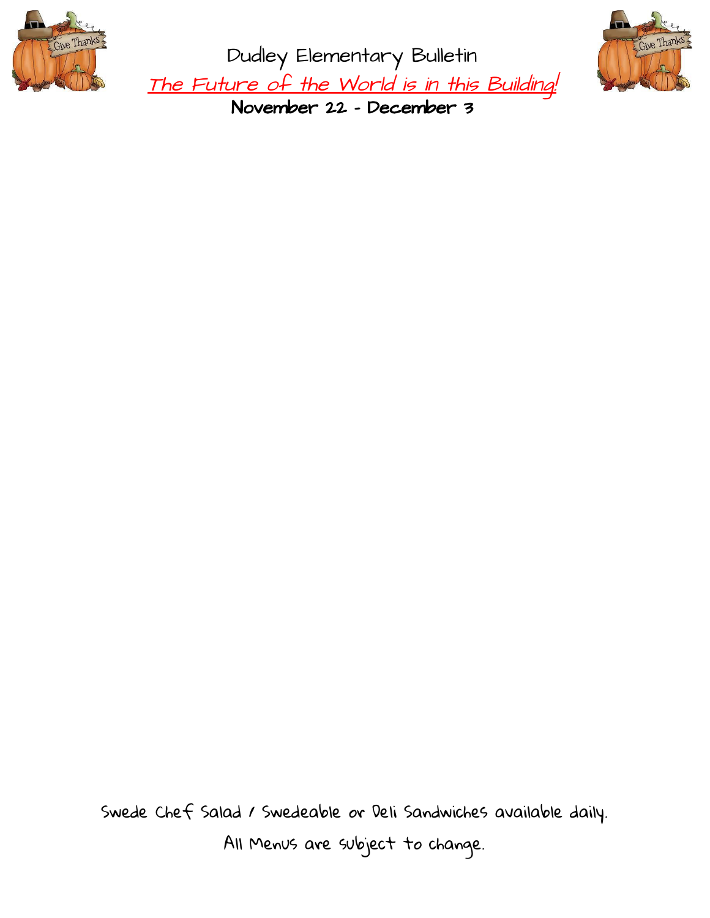# Dudley Elementary Bulletin

## The Future of the World is in this Building!

**November 22 - December 3**

Swede Chef Salad / Swedeable or Deli Sandwiches available daily.

All Menus are subject to change.